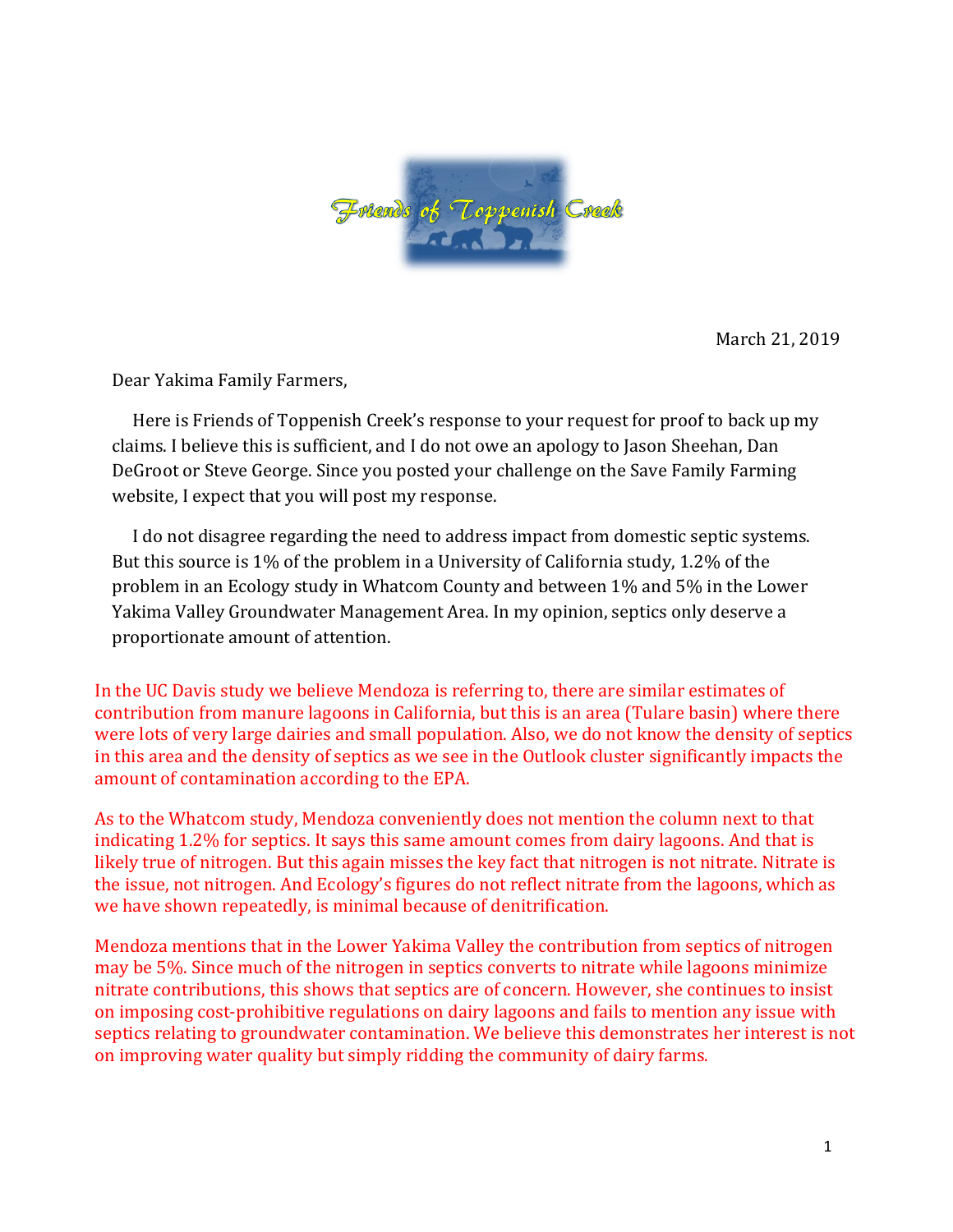March 21, 2019

Dear Yakima Family Farmers,

Here is Friends of Toppenish Creek's response to your request for proof to back up my claims. I believe this is sufficient, and I do not owe an apology to Jason Sheehan, Dan DeGroot or Steve George. Since you posted your challenge on the Save Family Farming website, I expect that you will post my response.

I do not disagree regarding the need to address impact from domestic septic systems. But this source is 1% of the problem in a University of California study, 1.2% of the problem in an Ecology study in Whatcom County and between 1% and 5% in the Lower Yakima Valley Groundwater Management Area. In my opinion, septics only deserve a proportionate amount of attention.

In the UC Davis study we believe Mendoza is referring to, there are similar estimates of contribution from manure lagoons in California, but this is an area (Tulare basin) where there were lots of very large dairies and small population. Also, we do not know the density of septics in this area and the density of septics as we see in the Outlook cluster significantly impacts the amount of contamination according to the EPA.

As to the Whatcom study, Mendoza conveniently does not mention the column next to that indicating 1.2% for septics. It says this same amount comes from dairy lagoons. And that is likely true of nitrogen. But this again misses the key fact that nitrogen is not nitrate. Nitrate is the issue, not nitrogen. And Ecology's figures do not reflect nitrate from the lagoons, which as we have shown repeatedly, is minimal because of denitrification.

Mendoza mentions that in the Lower Yakima Valley the contribution from septics of nitrogen may be 5%. Since much of the nitrogen in septics converts to nitrate while lagoons minimize nitrate contributions, this shows that septics are of concern. However, she continues to insist on imposing cost-prohibitive regulations on dairy lagoons and fails to mention any issue with septics relating to groundwater contamination. We believe this demonstrates her interest is not on improving water quality but simply ridding the community of dairy farms.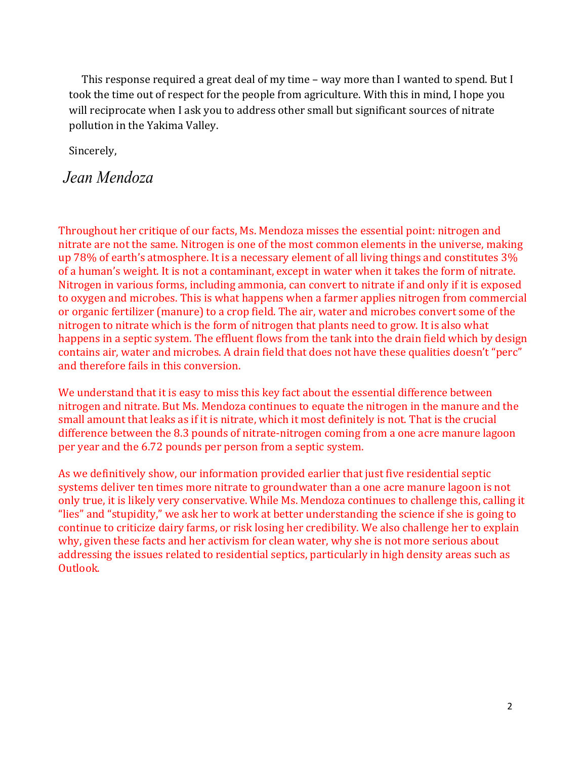This response required a great deal of my time – way more than I wanted to spend. But I took the time out of respect for the people from agriculture. With this in mind, I hope you will reciprocate when I ask you to address other small but significant sources of nitrate pollution in the Yakima Valley.

Sincerely,

*Jean Mendoza*

Throughout her critique of our facts, Ms. Mendoza misses the essential point: nitrogen and nitrate are not the same. Nitrogen is one of the most common elements in the universe, making up 78% of earth's atmosphere. It is a necessary element of all living things and constitutes 3% of a human's weight. It is not a contaminant, except in water when it takes the form of nitrate. Nitrogen in various forms, including ammonia, can convert to nitrate if and only if it is exposed to oxygen and microbes. This is what happens when a farmer applies nitrogen from commercial or organic fertilizer (manure) to a crop field. The air, water and microbes convert some of the nitrogen to nitrate which is the form of nitrogen that plants need to grow. It is also what happens in a septic system. The effluent flows from the tank into the drain field which by design contains air, water and microbes. A drain field that does not have these qualities doesn't "perc" and therefore fails in this conversion.

We understand that it is easy to miss this key fact about the essential difference between nitrogen and nitrate. But Ms. Mendoza continues to equate the nitrogen in the manure and the small amount that leaks as if it is nitrate, which it most definitely is not. That is the crucial difference between the 8.3 pounds of nitrate-nitrogen coming from a one acre manure lagoon per year and the 6.72 pounds per person from a septic system.

As we definitively show, our information provided earlier that just five residential septic systems deliver ten times more nitrate to groundwater than a one acre manure lagoon is not only true, it is likely very conservative. While Ms. Mendoza continues to challenge this, calling it "lies" and "stupidity," we ask her to work at better understanding the science if she is going to continue to criticize dairy farms, or risk losing her credibility. We also challenge her to explain why, given these facts and her activism for clean water, why she is not more serious about addressing the issues related to residential septics, particularly in high density areas such as Outlook.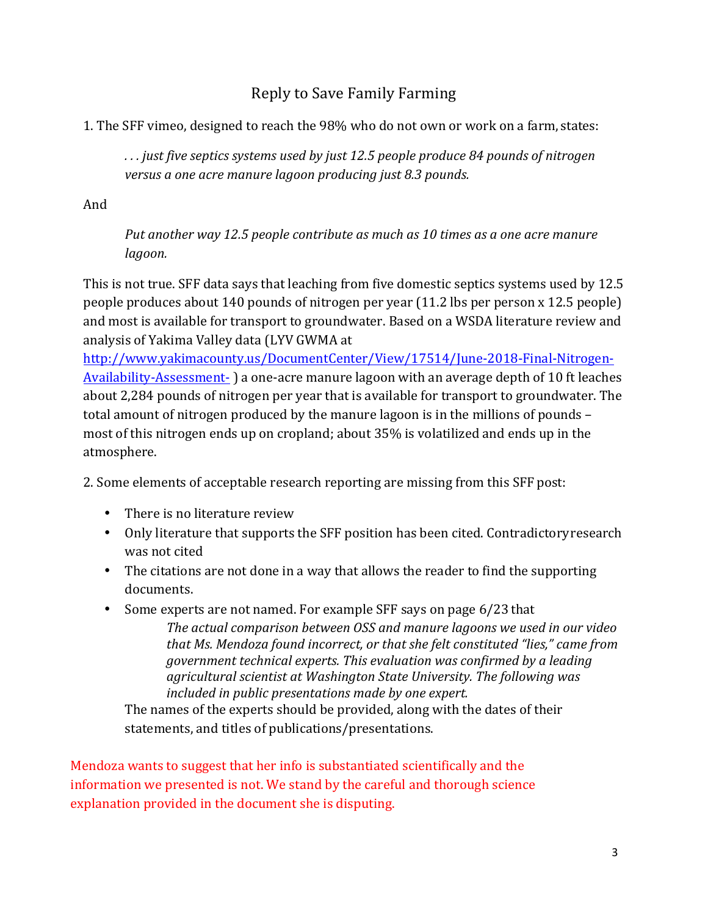## Reply to Save Family Farming

1. The SFF vimeo, designed to reach the 98% who do not own or work on a farm, states:

> *. . . just five septics systems used by just 12.5 people produce 84 pounds of nitrogen versus a one acre manure lagoon producing just 8.3 pounds.*

And

> *Put another way 12.5 people contribute as much as 10 times as a one acre manure lagoon.*

This is not true. SFF data says that leaching from five domestic septics systems used by 12.5 people produces about 140 pounds of nitrogen per year (11.2 lbs per person x 12.5 people) and most is available for transport to groundwater. Based on a WSDA literature review and analysis of Yakima Valley data (LYV GWMA at [http://www.yakimacounty.us/DocumentCenter/View/17514/June-2018-Final-Nitrogen-Availability-Assessment-](http://www.yakimacounty.us/DocumentCenter/View/17514/June-2018-Final-Nitrogen-Availability-Assessment-) ) a one-acre manure lagoon with an average depth of 10 ft leaches about 2,284 pounds of nitrogen per year that is available for transport to groundwater. The total amount of nitrogen produced by the manure lagoon is in the millions of pounds – most of this nitrogen ends up on cropland; about 35% is volatilized and ends up in the atmosphere.

2. Some elements of acceptable research reporting are missing from this SFF post:

- There is no literature review
- Only literature that supports the SFF position has been cited. Contradictory research was not cited
- The citations are not done in a way that allows the reader to find the supporting documents.
- Some experts are not named. For example SFF says on page 6/23 that

    > *The actual comparison between OSS and manure lagoons we used in our video that Ms. Mendoza found incorrect, or that she felt constituted "lies," came from government technical experts. This evaluation was confirmed by a leading agricultural scientist at Washington State University. The following was included in public presentations made by one expert.*

    The names of the experts should be provided, along with the dates of their statements, and titles of publications/presentations.

Mendoza wants to suggest that her info is substantiated scientifically and the information we presented is not. We stand by the careful and thorough science explanation provided in the document she is disputing.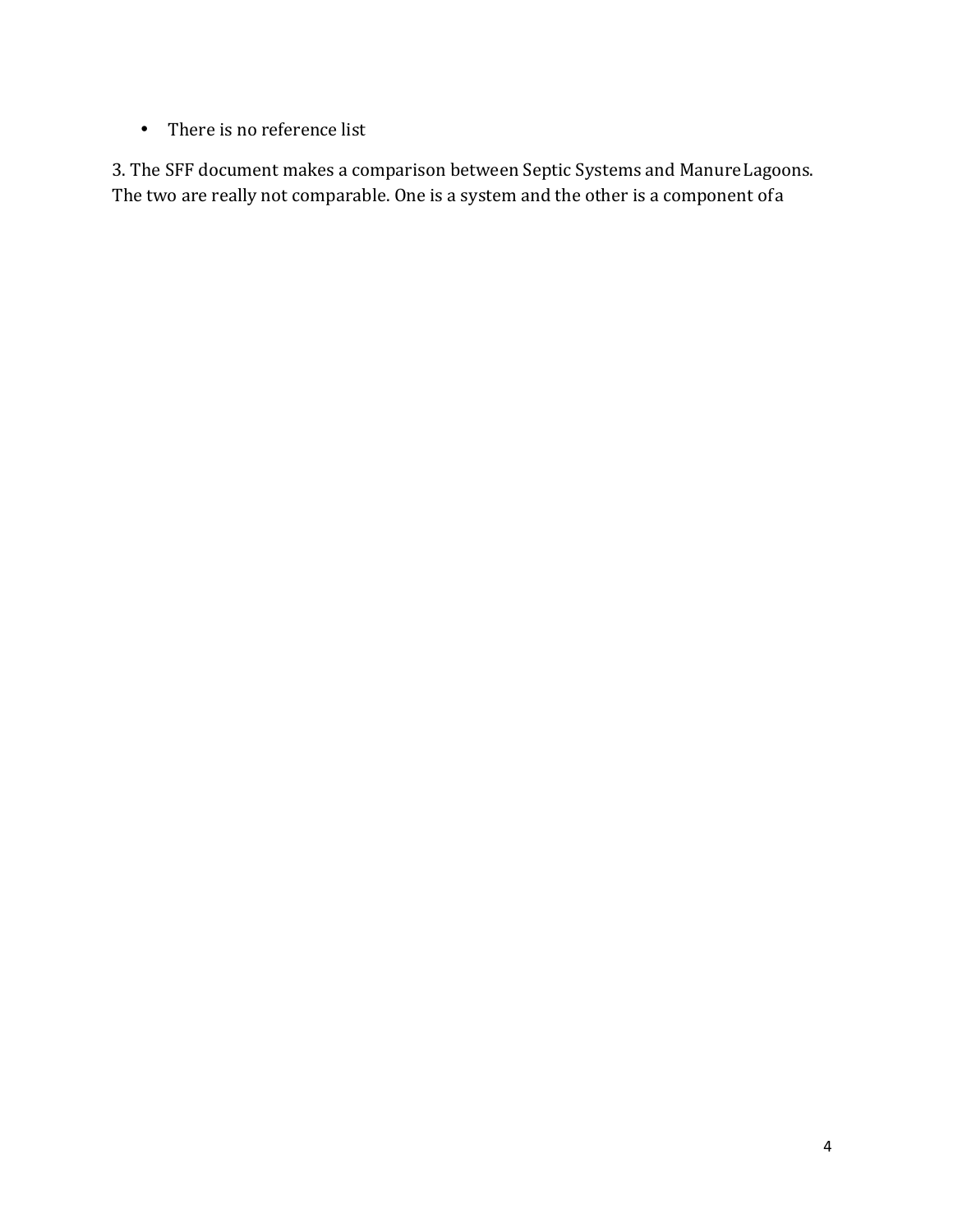- There is no reference list

3. The SFF document makes a comparison between Septic Systems and Manure Lagoons. The two are really not comparable. One is a system and the other is a component of a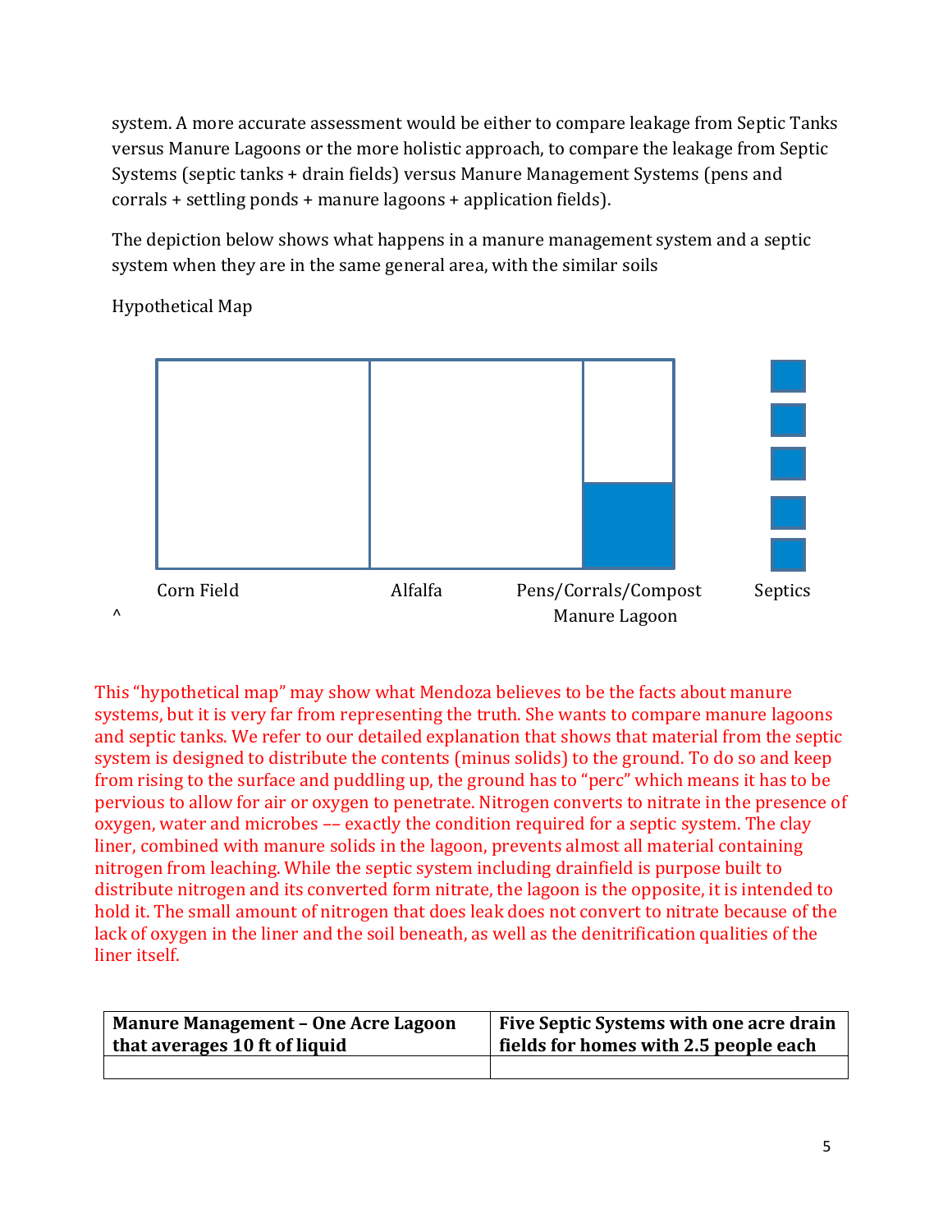system. A more accurate assessment would be either to compare leakage from Septic Tanks versus Manure Lagoons or the more holistic approach, to compare the leakage from Septic Systems (septic tanks + drain fields) versus Manure Management Systems (pens and corrals + settling ponds + manure lagoons + application fields).

The depiction below shows what happens in a manure management system and a septic system when they are in the same general area, with the similar soils

Hypothetical Map

Corn Field　　Alfalfa　　Pens/Corrals/Compost　　Septics

Manure Lagoon

^

This "hypothetical map" may show what Mendoza believes to be the facts about manure systems, but it is very far from representing the truth. She wants to compare manure lagoons and septic tanks. We refer to our detailed explanation that shows that material from the septic system is designed to distribute the contents (minus solids) to the ground. To do so and keep from rising to the surface and puddling up, the ground has to "perc" which means it has to be pervious to allow for air or oxygen to penetrate. Nitrogen converts to nitrate in the presence of oxygen, water and microbes –– exactly the condition required for a septic system. The clay liner, combined with manure solids in the lagoon, prevents almost all material containing nitrogen from leaching. While the septic system including drainfield is purpose built to distribute nitrogen and its converted form nitrate, the lagoon is the opposite, it is intended to hold it. The small amount of nitrogen that does leak does not convert to nitrate because of the lack of oxygen in the liner and the soil beneath, as well as the denitrification qualities of the liner itself.

| **Manure Management – One Acre Lagoon that averages 10 ft of liquid** | **Five Septic Systems with one acre drain fields for homes with 2.5 people each** |
|---|---|
| | |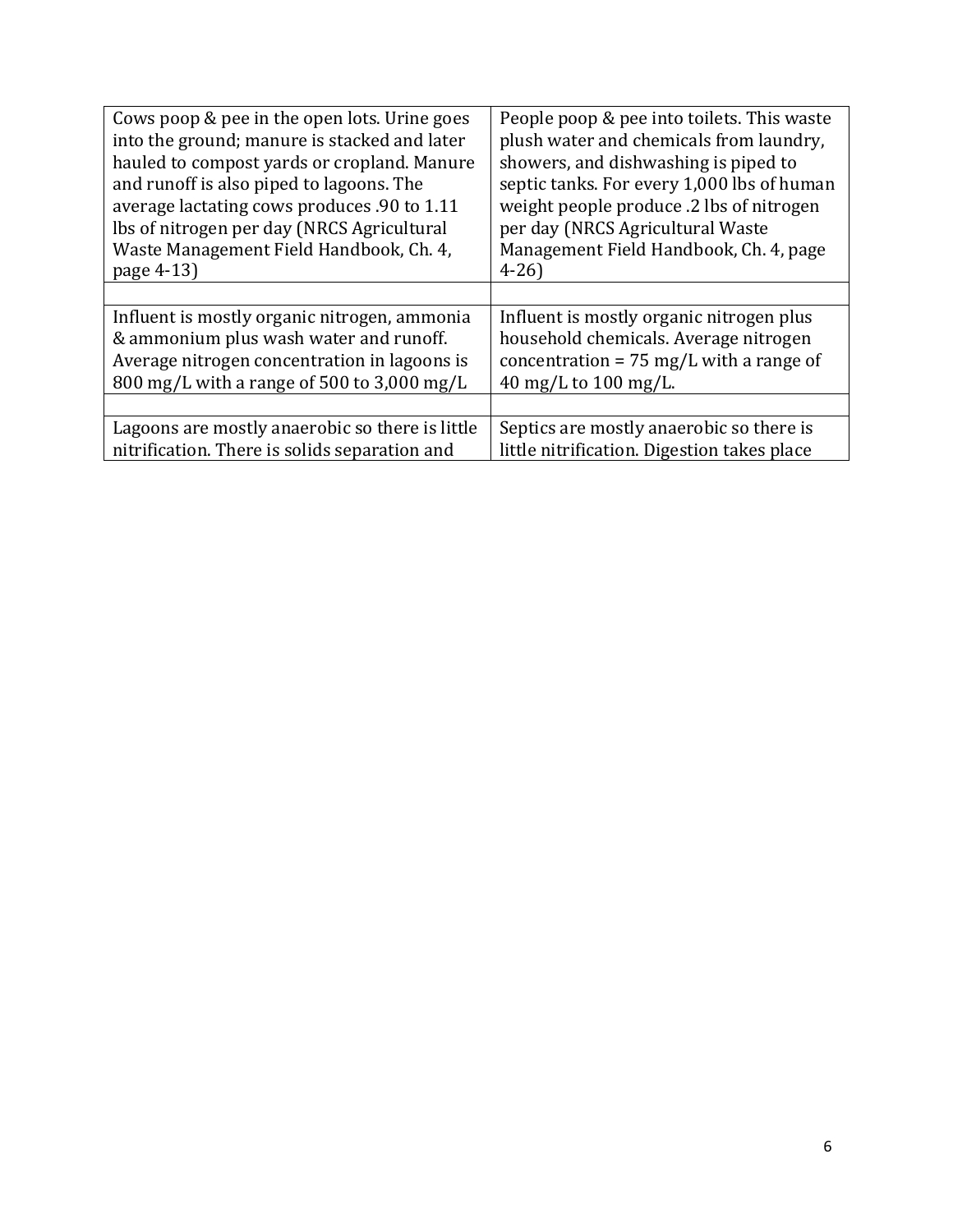| Cows poop & pee in the open lots. Urine goes into the ground; manure is stacked and later hauled to compost yards or cropland. Manure and runoff is also piped to lagoons. The average lactating cows produces .90 to 1.11 lbs of nitrogen per day (NRCS Agricultural Waste Management Field Handbook, Ch. 4, page 4-13) | People poop & pee into toilets. This waste plush water and chemicals from laundry, showers, and dishwashing is piped to septic tanks. For every 1,000 lbs of human weight people produce .2 lbs of nitrogen per day (NRCS Agricultural Waste Management Field Handbook, Ch. 4, page 4-26) |
|---|---|
| | |
| Influent is mostly organic nitrogen, ammonia & ammonium plus wash water and runoff. Average nitrogen concentration in lagoons is 800 mg/L with a range of 500 to 3,000 mg/L | Influent is mostly organic nitrogen plus household chemicals. Average nitrogen concentration = 75 mg/L with a range of 40 mg/L to 100 mg/L. |
| | |
| Lagoons are mostly anaerobic so there is little nitrification. There is solids separation and | Septics are mostly anaerobic so there is little nitrification. Digestion takes place |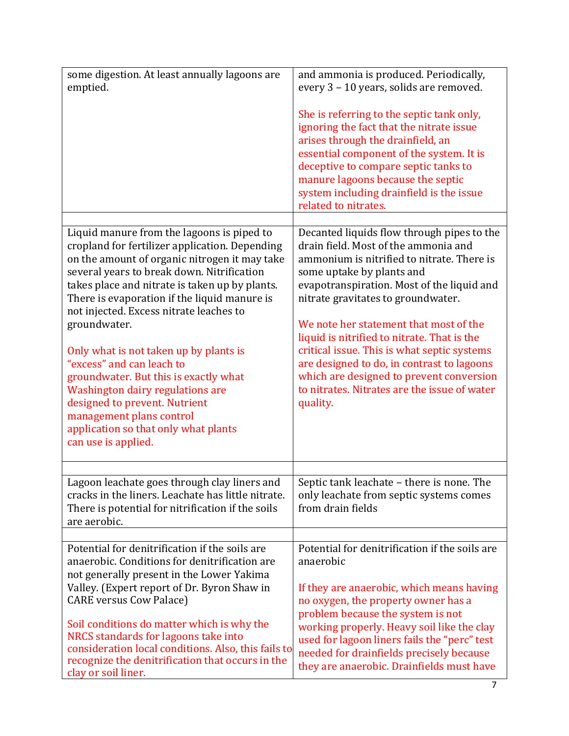| | |
|---|---|
| some digestion. At least annually lagoons are emptied. | and ammonia is produced. Periodically, every 3 – 10 years, solids are removed.<br><br>She is referring to the septic tank only, ignoring the fact that the nitrate issue arises through the drainfield, an essential component of the system. It is deceptive to compare septic tanks to manure lagoons because the septic system including drainfield is the issue related to nitrates. |
| | |
| Liquid manure from the lagoons is piped to cropland for fertilizer application. Depending on the amount of organic nitrogen it may take several years to break down. Nitrification takes place and nitrate is taken up by plants. There is evaporation if the liquid manure is not injected. Excess nitrate leaches to groundwater.<br><br>Only what is not taken up by plants is "excess" and can leach to groundwater. But this is exactly what Washington dairy regulations are designed to prevent. Nutrient management plans control application so that only what plants can use is applied. | Decanted liquids flow through pipes to the drain field. Most of the ammonia and ammonium is nitrified to nitrate. There is some uptake by plants and evapotranspiration. Most of the liquid and nitrate gravitates to groundwater.<br><br>We note her statement that most of the liquid is nitrified to nitrate. That is the critical issue. This is what septic systems are designed to do, in contrast to lagoons which are designed to prevent conversion to nitrates. Nitrates are the issue of water quality. |
| | |
| Lagoon leachate goes through clay liners and cracks in the liners. Leachate has little nitrate. There is potential for nitrification if the soils are aerobic. | Septic tank leachate – there is none. The only leachate from septic systems comes from drain fields |
| | |
| Potential for denitrification if the soils are anaerobic. Conditions for denitrification are not generally present in the Lower Yakima Valley. (Expert report of Dr. Byron Shaw in CARE versus Cow Palace)<br><br>Soil conditions do matter which is why the NRCS standards for lagoons take into consideration local conditions. Also, this fails to recognize the denitrification that occurs in the clay or soil liner. | Potential for denitrification if the soils are anaerobic<br><br>If they are anaerobic, which means having no oxygen, the property owner has a problem because the system is not working properly. Heavy soil like the clay used for lagoon liners fails the "perc" test needed for drainfields precisely because they are anaerobic. Drainfields must have |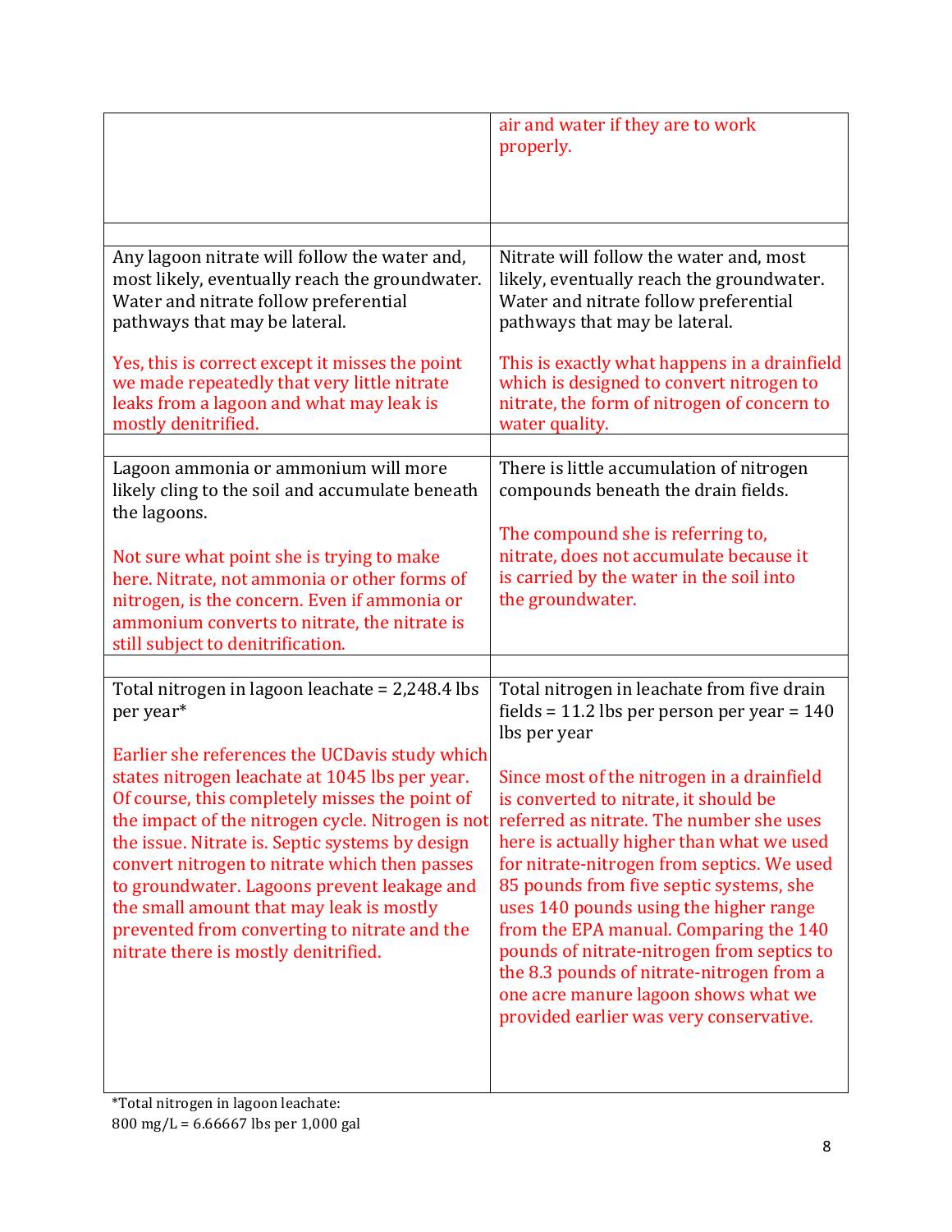| | |
|---|---|
| | air and water if they are to work properly. |
| | |
| Any lagoon nitrate will follow the water and, most likely, eventually reach the groundwater. Water and nitrate follow preferential pathways that may be lateral.<br><br>Yes, this is correct except it misses the point we made repeatedly that very little nitrate leaks from a lagoon and what may leak is mostly denitrified. | Nitrate will follow the water and, most likely, eventually reach the groundwater. Water and nitrate follow preferential pathways that may be lateral.<br><br>This is exactly what happens in a drainfield which is designed to convert nitrogen to nitrate, the form of nitrogen of concern to water quality. |
| | |
| Lagoon ammonia or ammonium will more likely cling to the soil and accumulate beneath the lagoons.<br><br>Not sure what point she is trying to make here. Nitrate, not ammonia or other forms of nitrogen, is the concern. Even if ammonia or ammonium converts to nitrate, the nitrate is still subject to denitrification. | There is little accumulation of nitrogen compounds beneath the drain fields.<br><br>The compound she is referring to, nitrate, does not accumulate because it is carried by the water in the soil into the groundwater. |
| | |
| Total nitrogen in lagoon leachate = 2,248.4 lbs per year*<br><br>Earlier she references the UCDavis study which states nitrogen leachate at 1045 lbs per year. Of course, this completely misses the point of the impact of the nitrogen cycle. Nitrogen is not the issue. Nitrate is. Septic systems by design convert nitrogen to nitrate which then passes to groundwater. Lagoons prevent leakage and the small amount that may leak is mostly prevented from converting to nitrate and the nitrate there is mostly denitrified. | Total nitrogen in leachate from five drain fields = 11.2 lbs per person per year = 140 lbs per year<br><br>Since most of the nitrogen in a drainfield is converted to nitrate, it should be referred as nitrate. The number she uses here is actually higher than what we used for nitrate-nitrogen from septics. We used 85 pounds from five septic systems, she uses 140 pounds using the higher range from the EPA manual. Comparing the 140 pounds of nitrate-nitrogen from septics to the 8.3 pounds of nitrate-nitrogen from a one acre manure lagoon shows what we provided earlier was very conservative. |

*Total nitrogen in lagoon leachate:
800 mg/L = 6.66667 lbs per 1,000 gal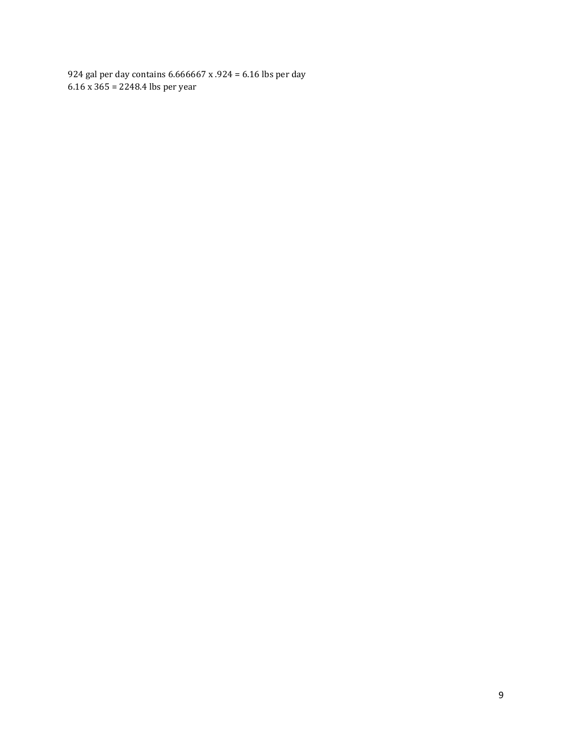924 gal per day contains 6.666667 x .924 = 6.16 lbs per day
6.16 x 365 = 2248.4 lbs per year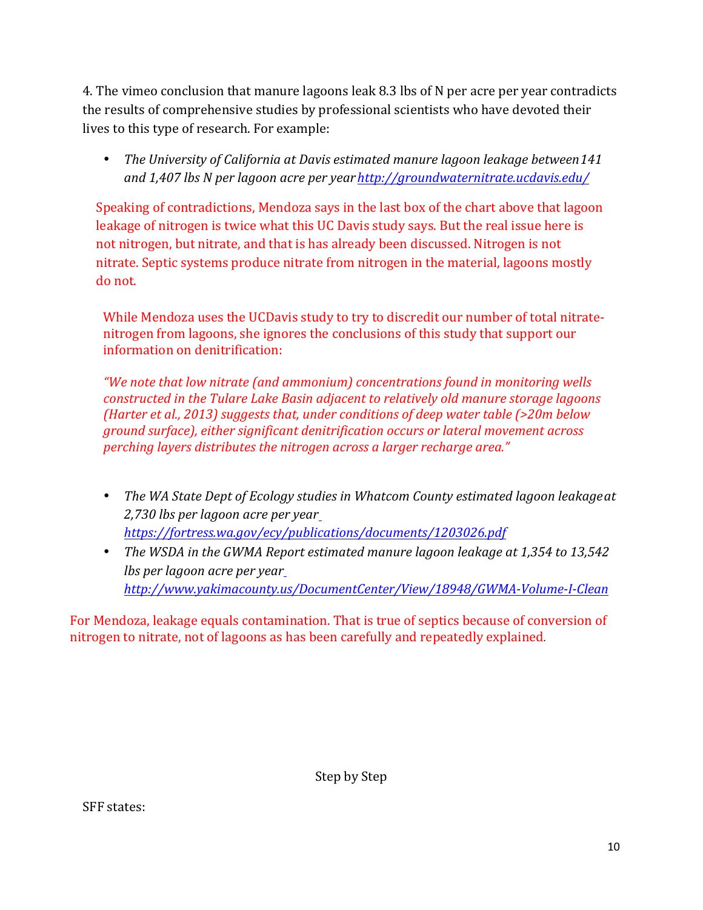4. The vimeo conclusion that manure lagoons leak 8.3 lbs of N per acre per year contradicts the results of comprehensive studies by professional scientists who have devoted their lives to this type of research. For example:

- *The University of California at Davis estimated manure lagoon leakage between 141 and 1,407 lbs N per lagoon acre per year* http://groundwaternitrate.ucdavis.edu/

Speaking of contradictions, Mendoza says in the last box of the chart above that lagoon leakage of nitrogen is twice what this UC Davis study says. But the real issue here is not nitrogen, but nitrate, and that is has already been discussed. Nitrogen is not nitrate. Septic systems produce nitrate from nitrogen in the material, lagoons mostly do not.

While Mendoza uses the UCDavis study to try to discredit our number of total nitrate-nitrogen from lagoons, she ignores the conclusions of this study that support our information on denitrification:

*"We note that low nitrate (and ammonium) concentrations found in monitoring wells constructed in the Tulare Lake Basin adjacent to relatively old manure storage lagoons (Harter et al., 2013) suggests that, under conditions of deep water table (>20m below ground surface), either significant denitrification occurs or lateral movement across perching layers distributes the nitrogen across a larger recharge area."*

- *The WA State Dept of Ecology studies in Whatcom County estimated lagoon leakage at 2,730 lbs per lagoon acre per year* https://fortress.wa.gov/ecy/publications/documents/1203026.pdf
- *The WSDA in the GWMA Report estimated manure lagoon leakage at 1,354 to 13,542 lbs per lagoon acre per year* http://www.yakimacounty.us/DocumentCenter/View/18948/GWMA-Volume-I-Clean

For Mendoza, leakage equals contamination. That is true of septics because of conversion of nitrogen to nitrate, not of lagoons as has been carefully and repeatedly explained.

Step by Step

SFF states: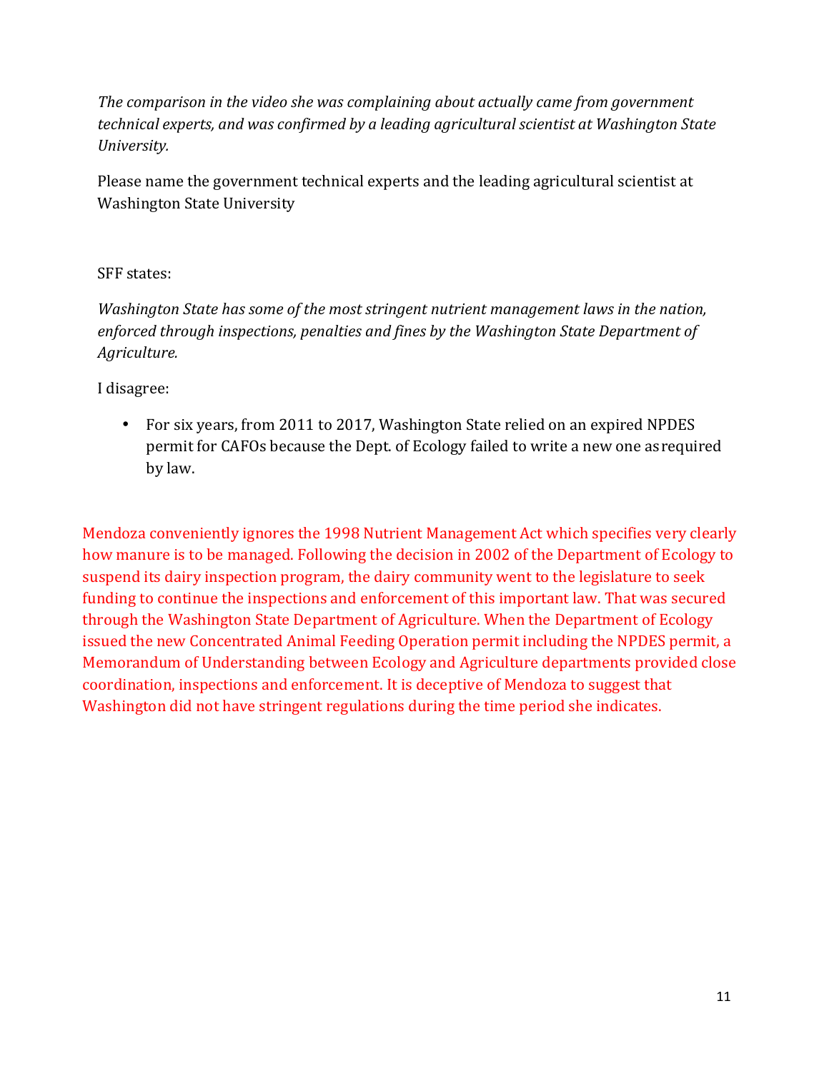*The comparison in the video she was complaining about actually came from government technical experts, and was confirmed by a leading agricultural scientist at Washington State University.*

Please name the government technical experts and the leading agricultural scientist at Washington State University

SFF states:

*Washington State has some of the most stringent nutrient management laws in the nation, enforced through inspections, penalties and fines by the Washington State Department of Agriculture.*

I disagree:

- For six years, from 2011 to 2017, Washington State relied on an expired NPDES permit for CAFOs because the Dept. of Ecology failed to write a new one as required by law.

Mendoza conveniently ignores the 1998 Nutrient Management Act which specifies very clearly how manure is to be managed. Following the decision in 2002 of the Department of Ecology to suspend its dairy inspection program, the dairy community went to the legislature to seek funding to continue the inspections and enforcement of this important law. That was secured through the Washington State Department of Agriculture. When the Department of Ecology issued the new Concentrated Animal Feeding Operation permit including the NPDES permit, a Memorandum of Understanding between Ecology and Agriculture departments provided close coordination, inspections and enforcement. It is deceptive of Mendoza to suggest that Washington did not have stringent regulations during the time period she indicates.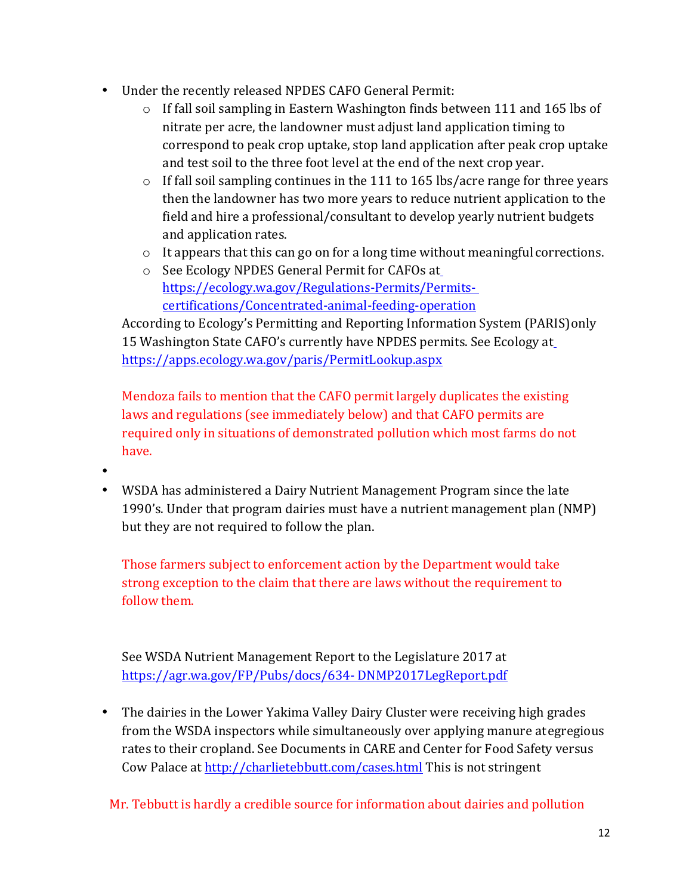- Under the recently released NPDES CAFO General Permit:
  - If fall soil sampling in Eastern Washington finds between 111 and 165 lbs of nitrate per acre, the landowner must adjust land application timing to correspond to peak crop uptake, stop land application after peak crop uptake and test soil to the three foot level at the end of the next crop year.
  - If fall soil sampling continues in the 111 to 165 lbs/acre range for three years then the landowner has two more years to reduce nutrient application to the field and hire a professional/consultant to develop yearly nutrient budgets and application rates.
  - It appears that this can go on for a long time without meaningful corrections.
  - See Ecology NPDES General Permit for CAFOs at https://ecology.wa.gov/Regulations-Permits/Permits-certifications/Concentrated-animal-feeding-operation

  According to Ecology's Permitting and Reporting Information System (PARIS) only 15 Washington State CAFO's currently have NPDES permits. See Ecology at https://apps.ecology.wa.gov/paris/PermitLookup.aspx

  Mendoza fails to mention that the CAFO permit largely duplicates the existing laws and regulations (see immediately below) and that CAFO permits are required only in situations of demonstrated pollution which most farms do not have.

- WSDA has administered a Dairy Nutrient Management Program since the late 1990's. Under that program dairies must have a nutrient management plan (NMP) but they are not required to follow the plan.

  Those farmers subject to enforcement action by the Department would take strong exception to the claim that there are laws without the requirement to follow them.

  See WSDA Nutrient Management Report to the Legislature 2017 at https://agr.wa.gov/FP/Pubs/docs/634- DNMP2017LegReport.pdf

- The dairies in the Lower Yakima Valley Dairy Cluster were receiving high grades from the WSDA inspectors while simultaneously over applying manure at egregious rates to their cropland. See Documents in CARE and Center for Food Safety versus Cow Palace at http://charlietebbutt.com/cases.html This is not stringent

Mr. Tebbutt is hardly a credible source for information about dairies and pollution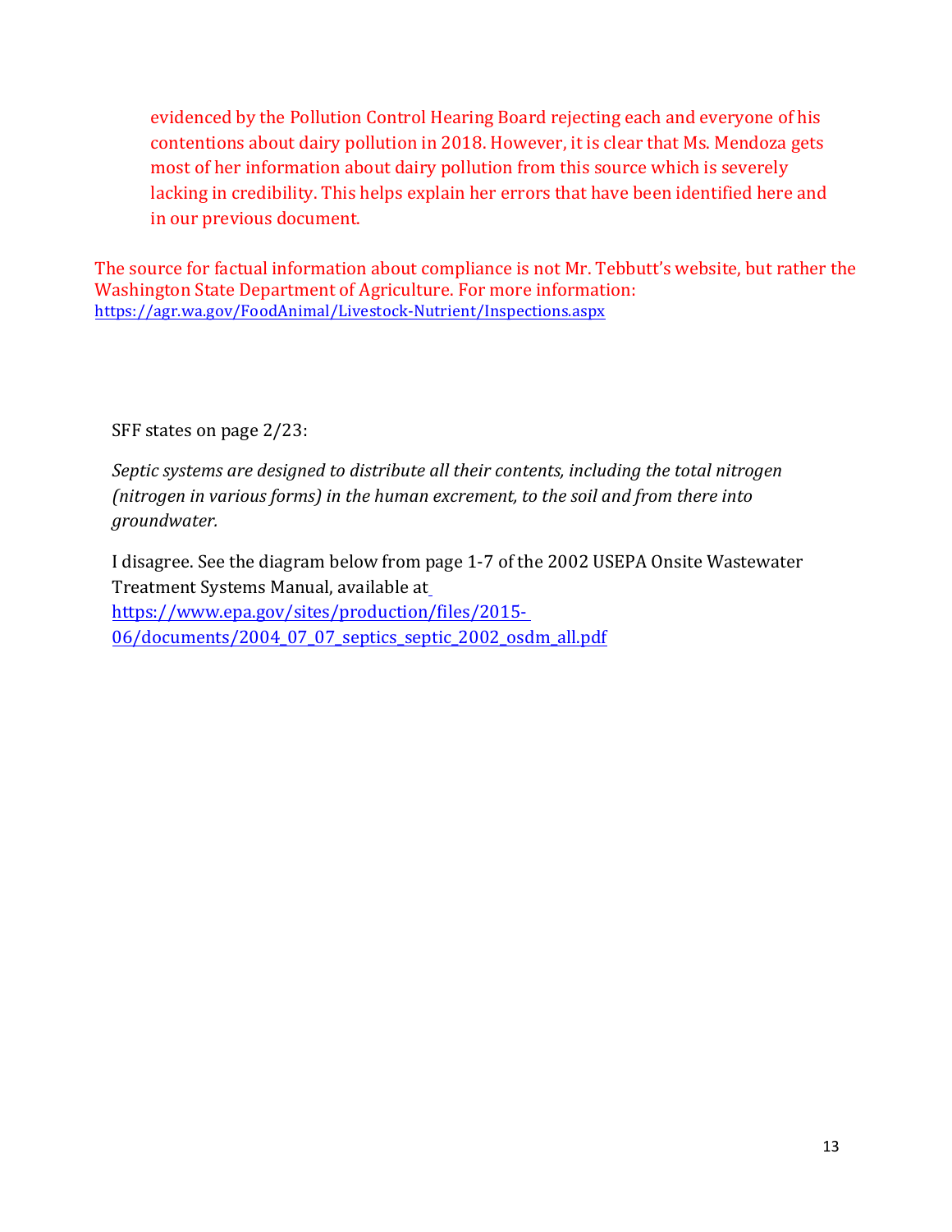evidenced by the Pollution Control Hearing Board rejecting each and everyone of his contentions about dairy pollution in 2018. However, it is clear that Ms. Mendoza gets most of her information about dairy pollution from this source which is severely lacking in credibility. This helps explain her errors that have been identified here and in our previous document.

The source for factual information about compliance is not Mr. Tebbutt's website, but rather the Washington State Department of Agriculture. For more information: https://agr.wa.gov/FoodAnimal/Livestock-Nutrient/Inspections.aspx

SFF states on page 2/23:

*Septic systems are designed to distribute all their contents, including the total nitrogen (nitrogen in various forms) in the human excrement, to the soil and from there into groundwater.*

I disagree. See the diagram below from page 1-7 of the 2002 USEPA Onsite Wastewater Treatment Systems Manual, available at https://www.epa.gov/sites/production/files/2015-06/documents/2004_07_07_septics_septic_2002_osdm_all.pdf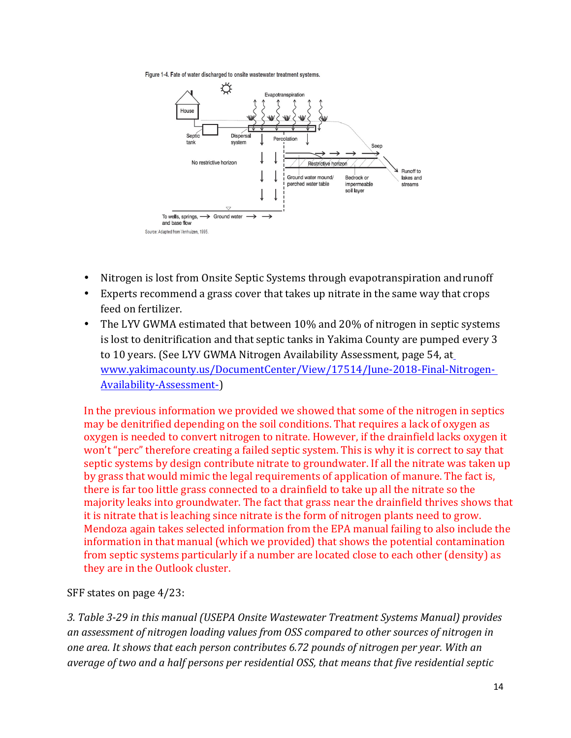Figure 1-4. Fate of water discharged to onsite wastewater treatment systems.

Source: Adapted from Venhuizen, 1995.

- Nitrogen is lost from Onsite Septic Systems through evapotranspiration and runoff
- Experts recommend a grass cover that takes up nitrate in the same way that crops feed on fertilizer.
- The LYV GWMA estimated that between 10% and 20% of nitrogen in septic systems is lost to denitrification and that septic tanks in Yakima County are pumped every 3 to 10 years. (See LYV GWMA Nitrogen Availability Assessment, page 54, at www.yakimacounty.us/DocumentCenter/View/17514/June-2018-Final-Nitrogen-Availability-Assessment-)

In the previous information we provided we showed that some of the nitrogen in septics may be denitrified depending on the soil conditions. That requires a lack of oxygen as oxygen is needed to convert nitrogen to nitrate. However, if the drainfield lacks oxygen it won't "perc" therefore creating a failed septic system. This is why it is correct to say that septic systems by design contribute nitrate to groundwater. If all the nitrate was taken up by grass that would mimic the legal requirements of application of manure. The fact is, there is far too little grass connected to a drainfield to take up all the nitrate so the majority leaks into groundwater. The fact that grass near the drainfield thrives shows that it is nitrate that is leaching since nitrate is the form of nitrogen plants need to grow. Mendoza again takes selected information from the EPA manual failing to also include the information in that manual (which we provided) that shows the potential contamination from septic systems particularly if a number are located close to each other (density) as they are in the Outlook cluster.

SFF states on page 4/23:

*3. Table 3-29 in this manual (USEPA Onsite Wastewater Treatment Systems Manual) provides an assessment of nitrogen loading values from OSS compared to other sources of nitrogen in one area. It shows that each person contributes 6.72 pounds of nitrogen per year. With an average of two and a half persons per residential OSS, that means that five residential septic*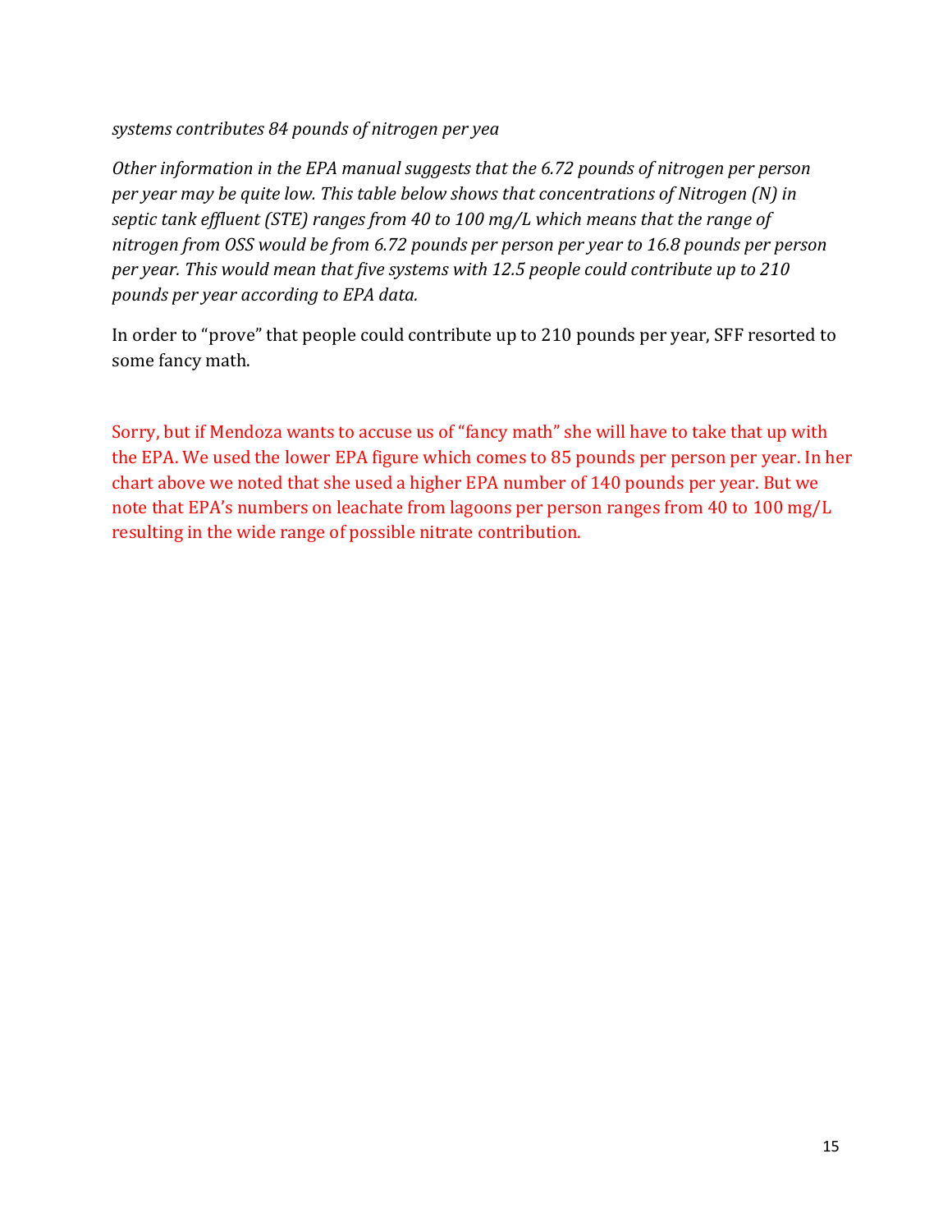*systems contributes 84 pounds of nitrogen per yea*

*Other information in the EPA manual suggests that the 6.72 pounds of nitrogen per person per year may be quite low. This table below shows that concentrations of Nitrogen (N) in septic tank effluent (STE) ranges from 40 to 100 mg/L which means that the range of nitrogen from OSS would be from 6.72 pounds per person per year to 16.8 pounds per person per year. This would mean that five systems with 12.5 people could contribute up to 210 pounds per year according to EPA data.*

In order to "prove" that people could contribute up to 210 pounds per year, SFF resorted to some fancy math.

Sorry, but if Mendoza wants to accuse us of "fancy math" she will have to take that up with the EPA. We used the lower EPA figure which comes to 85 pounds per person per year. In her chart above we noted that she used a higher EPA number of 140 pounds per year. But we note that EPA's numbers on leachate from lagoons per person ranges from 40 to 100 mg/L resulting in the wide range of possible nitrate contribution.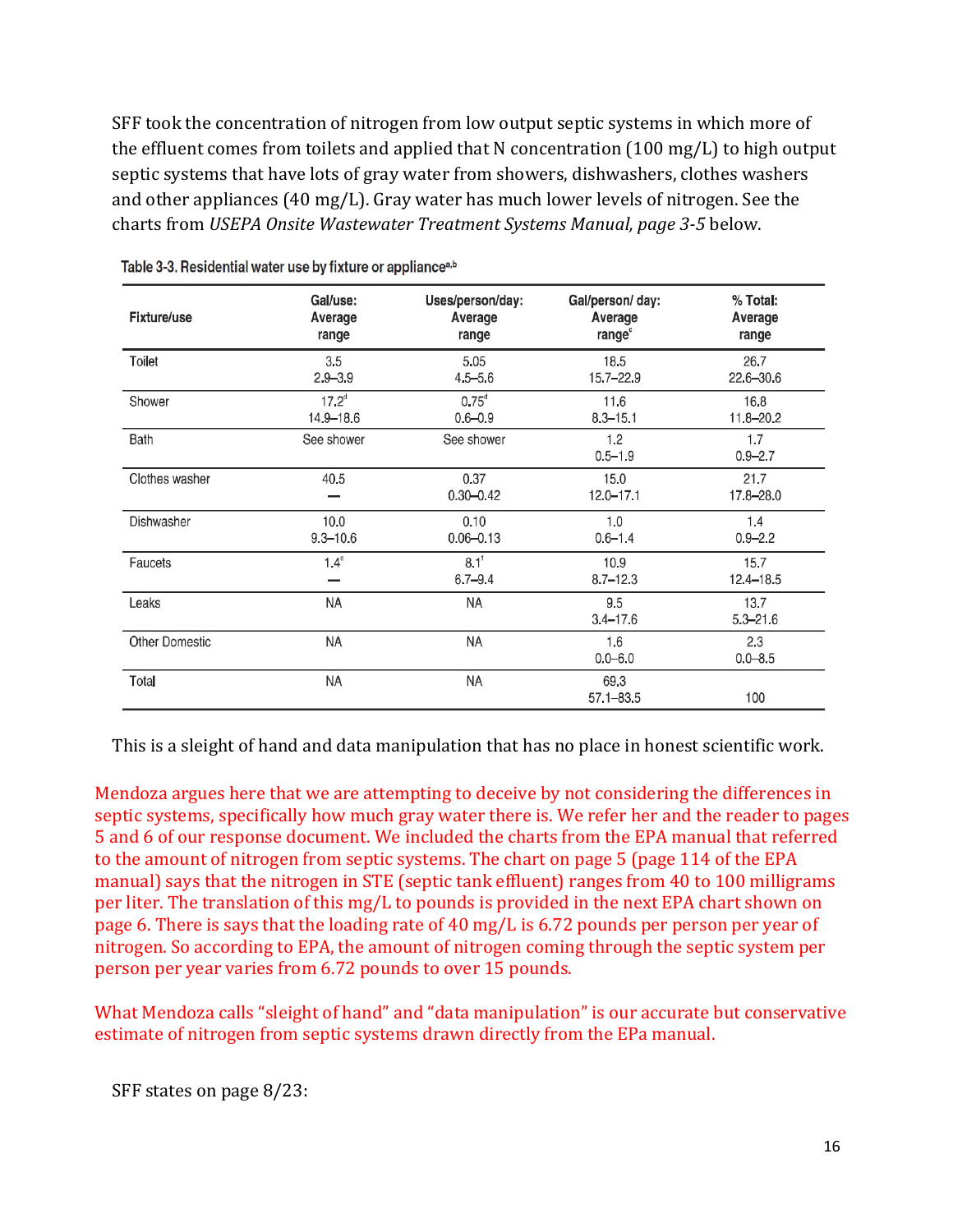SFF took the concentration of nitrogen from low output septic systems in which more of the effluent comes from toilets and applied that N concentration (100 mg/L) to high output septic systems that have lots of gray water from showers, dishwashers, clothes washers and other appliances (40 mg/L). Gray water has much lower levels of nitrogen. See the charts from *USEPA Onsite Wastewater Treatment Systems Manual, page 3-5* below.

**Table 3-3. Residential water use by fixture or appliance[a,b]**

| Fixture/use | Gal/use: Average range | Uses/person/day: Average range | Gal/person/ day: Average range[c] | % Total: Average range |
|---|---|---|---|---|
| Toilet | 3.5<br>2.9–3.9 | 5.05<br>4.5–5.6 | 18.5<br>15.7–22.9 | 26.7<br>22.6–30.6 |
| Shower | 17.2[d]<br>14.9–18.6 | 0.75[d]<br>0.6–0.9 | 11.6<br>8.3–15.1 | 16.8<br>11.8–20.2 |
| Bath | See shower | See shower | 1.2<br>0.5–1.9 | 1.7<br>0.9–2.7 |
| Clothes washer | 40.5<br>— | 0.37<br>0.30–0.42 | 15.0<br>12.0–17.1 | 21.7<br>17.8–28.0 |
| Dishwasher | 10.0<br>9.3–10.6 | 0.10<br>0.06–0.13 | 1.0<br>0.6–1.4 | 1.4<br>0.9–2.2 |
| Faucets | 1.4[e]<br>— | 8.1[f]<br>6.7–9.4 | 10.9<br>8.7–12.3 | 15.7<br>12.4–18.5 |
| Leaks | NA | NA | 9.5<br>3.4–17.6 | 13.7<br>5.3–21.6 |
| Other Domestic | NA | NA | 1.6<br>0.0–6.0 | 2.3<br>0.0–8.5 |
| Total | NA | NA | 69.3<br>57.1–83.5 | 100 |

This is a sleight of hand and data manipulation that has no place in honest scientific work.

Mendoza argues here that we are attempting to deceive by not considering the differences in septic systems, specifically how much gray water there is. We refer her and the reader to pages 5 and 6 of our response document. We included the charts from the EPA manual that referred to the amount of nitrogen from septic systems. The chart on page 5 (page 114 of the EPA manual) says that the nitrogen in STE (septic tank effluent) ranges from 40 to 100 milligrams per liter. The translation of this mg/L to pounds is provided in the next EPA chart shown on page 6. There is says that the loading rate of 40 mg/L is 6.72 pounds per person per year of nitrogen. So according to EPA, the amount of nitrogen coming through the septic system per person per year varies from 6.72 pounds to over 15 pounds.

What Mendoza calls "sleight of hand" and "data manipulation" is our accurate but conservative estimate of nitrogen from septic systems drawn directly from the EPa manual.

SFF states on page 8/23: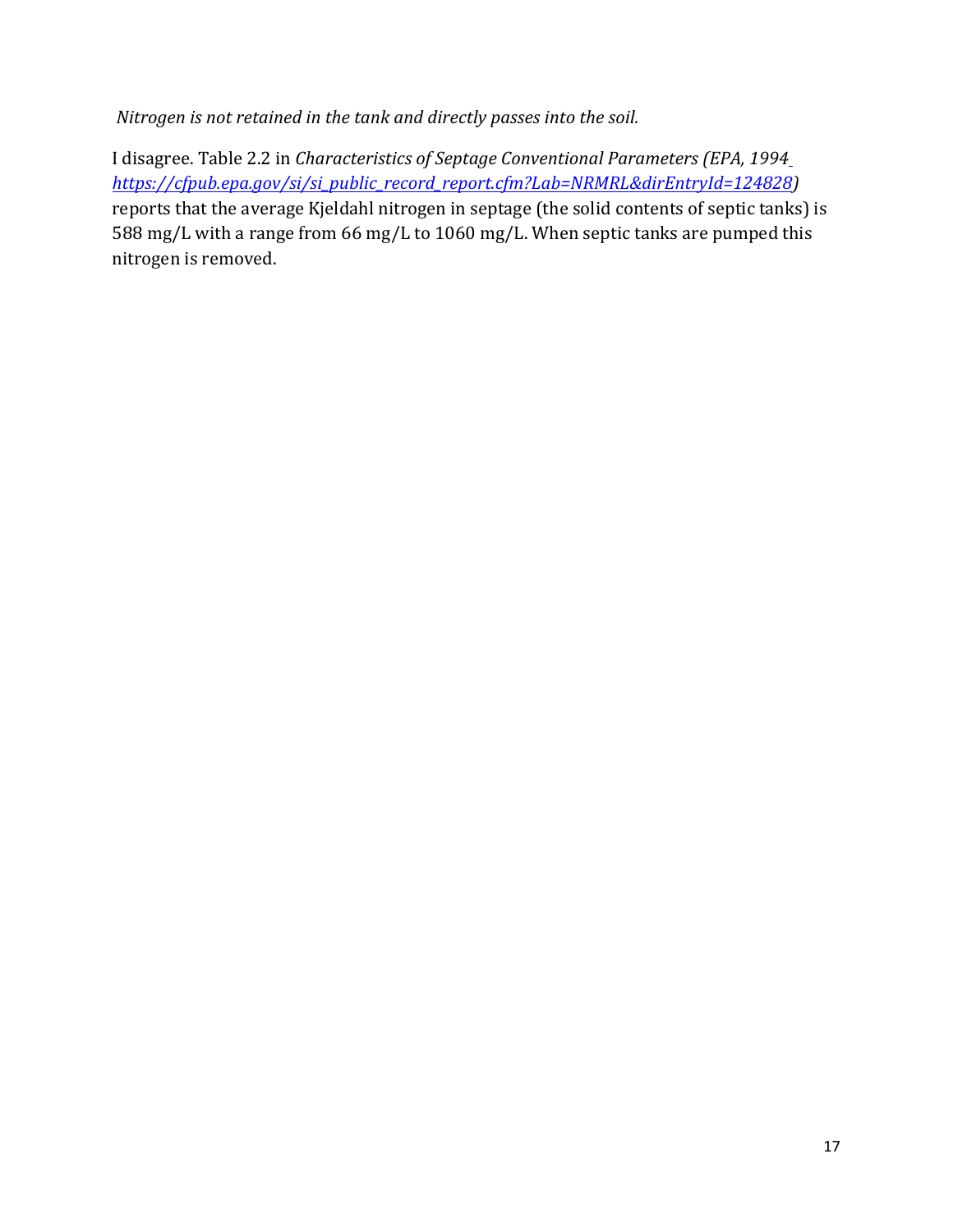*Nitrogen is not retained in the tank and directly passes into the soil.*

I disagree. Table 2.2 in *Characteristics of Septage Conventional Parameters (EPA, 1994 https://cfpub.epa.gov/si/si_public_record_report.cfm?Lab=NRMRL&dirEntryId=124828)* reports that the average Kjeldahl nitrogen in septage (the solid contents of septic tanks) is 588 mg/L with a range from 66 mg/L to 1060 mg/L. When septic tanks are pumped this nitrogen is removed.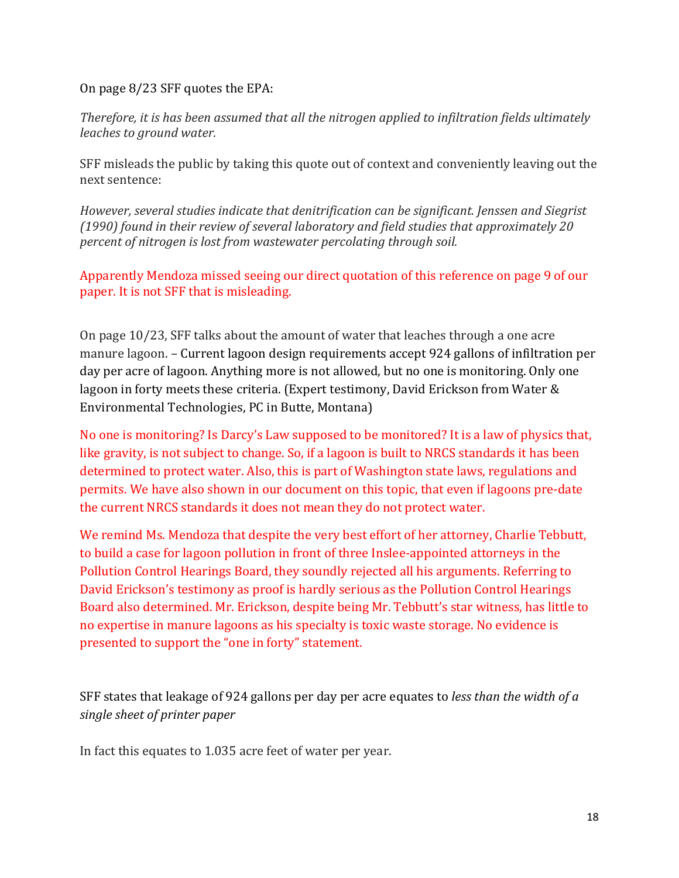On page 8/23 SFF quotes the EPA:

*Therefore, it is has been assumed that all the nitrogen applied to infiltration fields ultimately leaches to ground water.*

SFF misleads the public by taking this quote out of context and conveniently leaving out the next sentence:

*However, several studies indicate that denitrification can be significant. Jenssen and Siegrist (1990) found in their review of several laboratory and field studies that approximately 20 percent of nitrogen is lost from wastewater percolating through soil.*

Apparently Mendoza missed seeing our direct quotation of this reference on page 9 of our paper. It is not SFF that is misleading.

On page 10/23, SFF talks about the amount of water that leaches through a one acre manure lagoon. – Current lagoon design requirements accept 924 gallons of infiltration per day per acre of lagoon. Anything more is not allowed, but no one is monitoring. Only one lagoon in forty meets these criteria. (Expert testimony, David Erickson from Water & Environmental Technologies, PC in Butte, Montana)

No one is monitoring? Is Darcy's Law supposed to be monitored? It is a law of physics that, like gravity, is not subject to change. So, if a lagoon is built to NRCS standards it has been determined to protect water. Also, this is part of Washington state laws, regulations and permits. We have also shown in our document on this topic, that even if lagoons pre-date the current NRCS standards it does not mean they do not protect water.

We remind Ms. Mendoza that despite the very best effort of her attorney, Charlie Tebbutt, to build a case for lagoon pollution in front of three Inslee-appointed attorneys in the Pollution Control Hearings Board, they soundly rejected all his arguments. Referring to David Erickson's testimony as proof is hardly serious as the Pollution Control Hearings Board also determined. Mr. Erickson, despite being Mr. Tebbutt's star witness, has little to no expertise in manure lagoons as his specialty is toxic waste storage. No evidence is presented to support the "one in forty" statement.

SFF states that leakage of 924 gallons per day per acre equates to *less than the width of a single sheet of printer paper*

In fact this equates to 1.035 acre feet of water per year.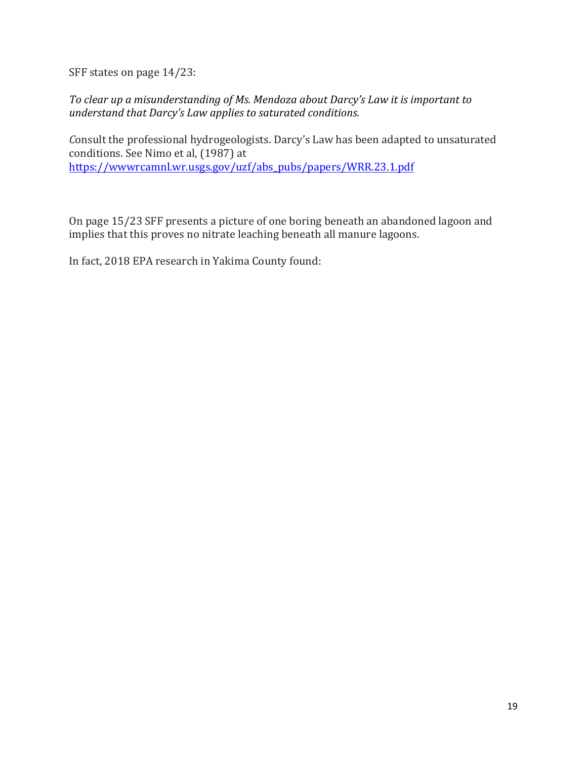SFF states on page 14/23:

*To clear up a misunderstanding of Ms. Mendoza about Darcy's Law it is important to understand that Darcy's Law applies to saturated conditions.*

*C*onsult the professional hydrogeologists. Darcy's Law has been adapted to unsaturated conditions. See Nimo et al, (1987) at [https://wwwrcamnl.wr.usgs.gov/uzf/abs_pubs/papers/WRR.23.1.pdf](https://wwwrcamnl.wr.usgs.gov/uzf/abs_pubs/papers/WRR.23.1.pdf)

On page 15/23 SFF presents a picture of one boring beneath an abandoned lagoon and implies that this proves no nitrate leaching beneath all manure lagoons.

In fact, 2018 EPA research in Yakima County found: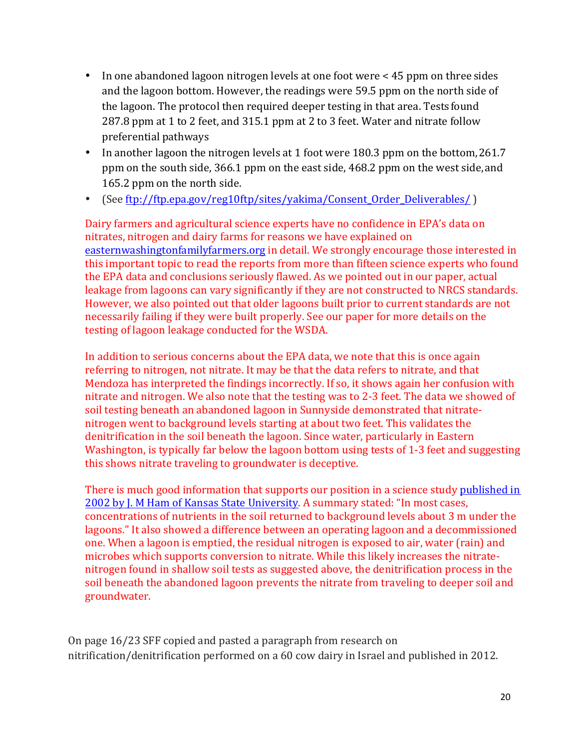- In one abandoned lagoon nitrogen levels at one foot were < 45 ppm on three sides and the lagoon bottom. However, the readings were 59.5 ppm on the north side of the lagoon. The protocol then required deeper testing in that area. Tests found 287.8 ppm at 1 to 2 feet, and 315.1 ppm at 2 to 3 feet. Water and nitrate follow preferential pathways
- In another lagoon the nitrogen levels at 1 foot were 180.3 ppm on the bottom, 261.7 ppm on the south side, 366.1 ppm on the east side, 468.2 ppm on the west side, and 165.2 ppm on the north side.
- (See [ftp://ftp.epa.gov/reg10ftp/sites/yakima/Consent_Order_Deliverables/](ftp://ftp.epa.gov/reg10ftp/sites/yakima/Consent_Order_Deliverables/) )

Dairy farmers and agricultural science experts have no confidence in EPA's data on nitrates, nitrogen and dairy farms for reasons we have explained on [easternwashingtonfamilyfarmers.org](easternwashingtonfamilyfarmers.org) in detail. We strongly encourage those interested in this important topic to read the reports from more than fifteen science experts who found the EPA data and conclusions seriously flawed. As we pointed out in our paper, actual leakage from lagoons can vary significantly if they are not constructed to NRCS standards. However, we also pointed out that older lagoons built prior to current standards are not necessarily failing if they were built properly. See our paper for more details on the testing of lagoon leakage conducted for the WSDA.

In addition to serious concerns about the EPA data, we note that this is once again referring to nitrogen, not nitrate. It may be that the data refers to nitrate, and that Mendoza has interpreted the findings incorrectly. If so, it shows again her confusion with nitrate and nitrogen. We also note that the testing was to 2-3 feet. The data we showed of soil testing beneath an abandoned lagoon in Sunnyside demonstrated that nitrate-nitrogen went to background levels starting at about two feet. This validates the denitrification in the soil beneath the lagoon. Since water, particularly in Eastern Washington, is typically far below the lagoon bottom using tests of 1-3 feet and suggesting this shows nitrate traveling to groundwater is deceptive.

There is much good information that supports our position in a science study [published in 2002 by J. M Ham of Kansas State University](). A summary stated: "In most cases, concentrations of nutrients in the soil returned to background levels about 3 m under the lagoons." It also showed a difference between an operating lagoon and a decommissioned one. When a lagoon is emptied, the residual nitrogen is exposed to air, water (rain) and microbes which supports conversion to nitrate. While this likely increases the nitrate-nitrogen found in shallow soil tests as suggested above, the denitrification process in the soil beneath the abandoned lagoon prevents the nitrate from traveling to deeper soil and groundwater.

On page 16/23 SFF copied and pasted a paragraph from research on nitrification/denitrification performed on a 60 cow dairy in Israel and published in 2012.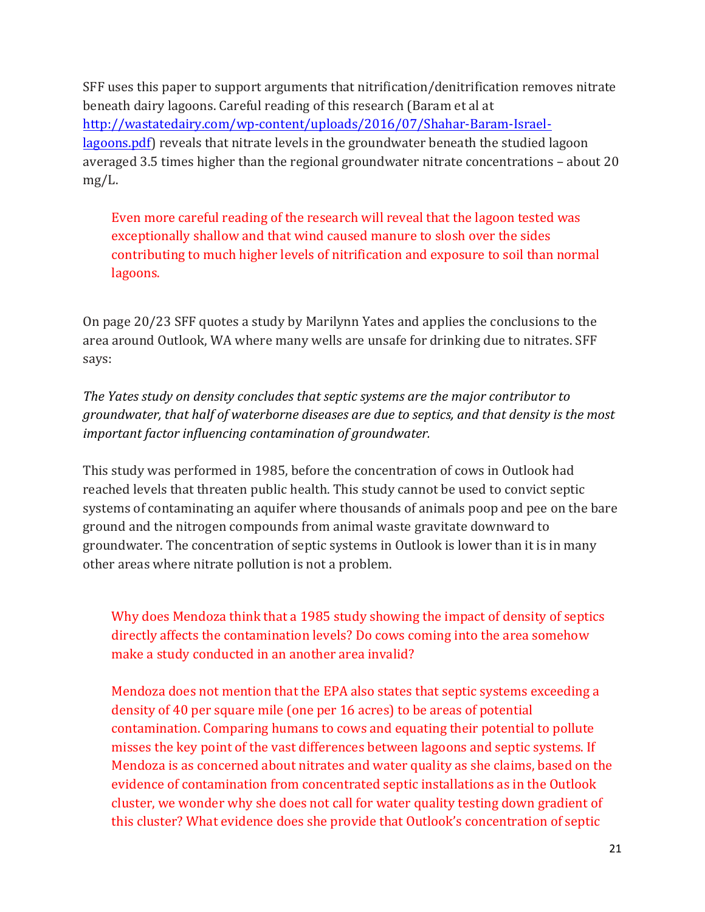SFF uses this paper to support arguments that nitrification/denitrification removes nitrate beneath dairy lagoons. Careful reading of this research (Baram et al at [http://wastatedairy.com/wp-content/uploads/2016/07/Shahar-Baram-Israel-lagoons.pdf](http://wastatedairy.com/wp-content/uploads/2016/07/Shahar-Baram-Israel-lagoons.pdf)) reveals that nitrate levels in the groundwater beneath the studied lagoon averaged 3.5 times higher than the regional groundwater nitrate concentrations – about 20 mg/L.

> Even more careful reading of the research will reveal that the lagoon tested was exceptionally shallow and that wind caused manure to slosh over the sides contributing to much higher levels of nitrification and exposure to soil than normal lagoons.

On page 20/23 SFF quotes a study by Marilynn Yates and applies the conclusions to the area around Outlook, WA where many wells are unsafe for drinking due to nitrates. SFF says:

*The Yates study on density concludes that septic systems are the major contributor to groundwater, that half of waterborne diseases are due to septics, and that density is the most important factor influencing contamination of groundwater.*

This study was performed in 1985, before the concentration of cows in Outlook had reached levels that threaten public health. This study cannot be used to convict septic systems of contaminating an aquifer where thousands of animals poop and pee on the bare ground and the nitrogen compounds from animal waste gravitate downward to groundwater. The concentration of septic systems in Outlook is lower than it is in many other areas where nitrate pollution is not a problem.

> Why does Mendoza think that a 1985 study showing the impact of density of septics directly affects the contamination levels? Do cows coming into the area somehow make a study conducted in an another area invalid?
>
> Mendoza does not mention that the EPA also states that septic systems exceeding a density of 40 per square mile (one per 16 acres) to be areas of potential contamination. Comparing humans to cows and equating their potential to pollute misses the key point of the vast differences between lagoons and septic systems. If Mendoza is as concerned about nitrates and water quality as she claims, based on the evidence of contamination from concentrated septic installations as in the Outlook cluster, we wonder why she does not call for water quality testing down gradient of this cluster? What evidence does she provide that Outlook's concentration of septic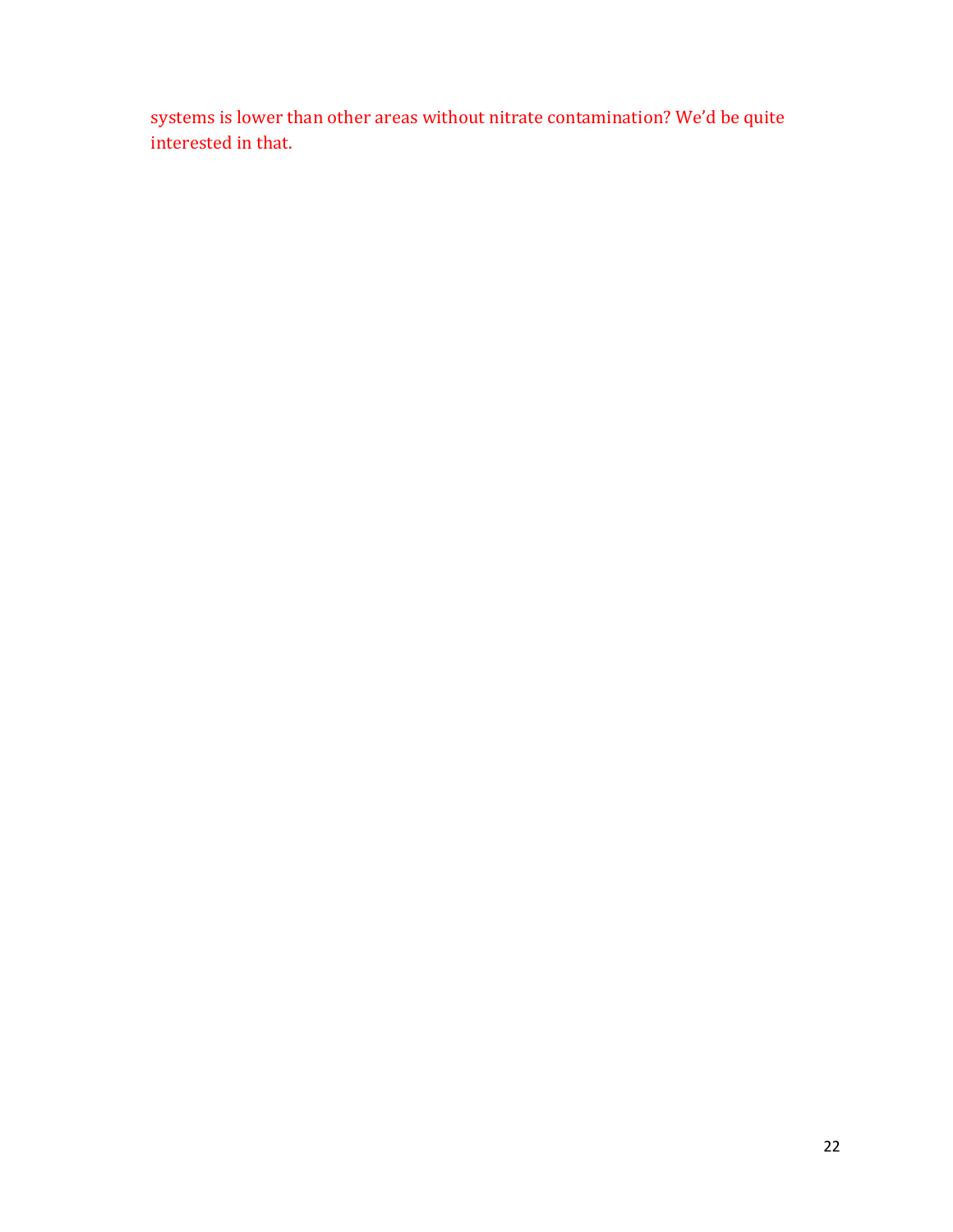systems is lower than other areas without nitrate contamination? We'd be quite interested in that.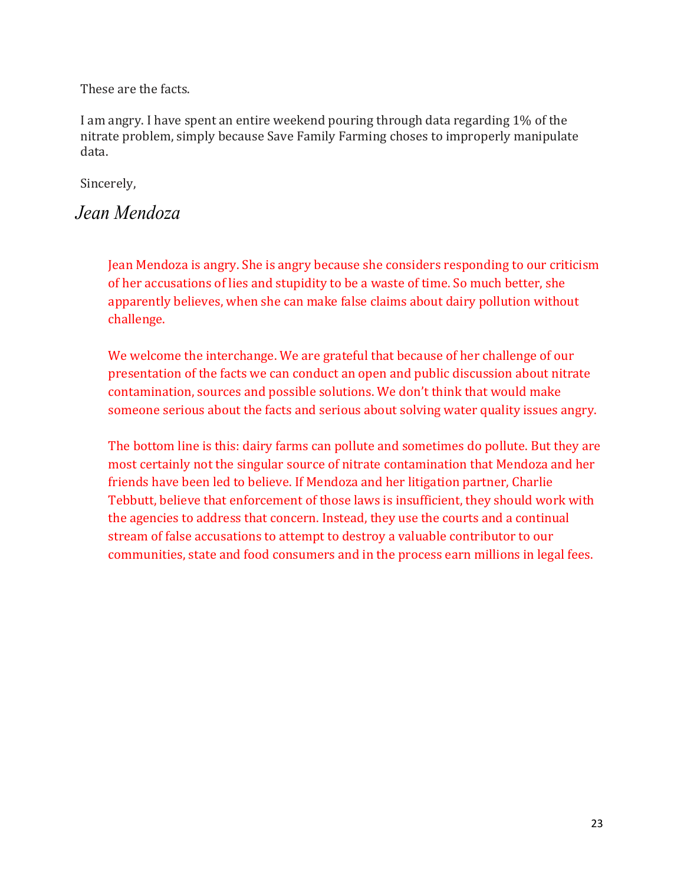These are the facts.

I am angry. I have spent an entire weekend pouring through data regarding 1% of the nitrate problem, simply because Save Family Farming choses to improperly manipulate data.

Sincerely,

*Jean Mendoza*

Jean Mendoza is angry. She is angry because she considers responding to our criticism of her accusations of lies and stupidity to be a waste of time. So much better, she apparently believes, when she can make false claims about dairy pollution without challenge.

We welcome the interchange. We are grateful that because of her challenge of our presentation of the facts we can conduct an open and public discussion about nitrate contamination, sources and possible solutions. We don't think that would make someone serious about the facts and serious about solving water quality issues angry.

The bottom line is this: dairy farms can pollute and sometimes do pollute. But they are most certainly not the singular source of nitrate contamination that Mendoza and her friends have been led to believe. If Mendoza and her litigation partner, Charlie Tebbutt, believe that enforcement of those laws is insufficient, they should work with the agencies to address that concern. Instead, they use the courts and a continual stream of false accusations to attempt to destroy a valuable contributor to our communities, state and food consumers and in the process earn millions in legal fees.